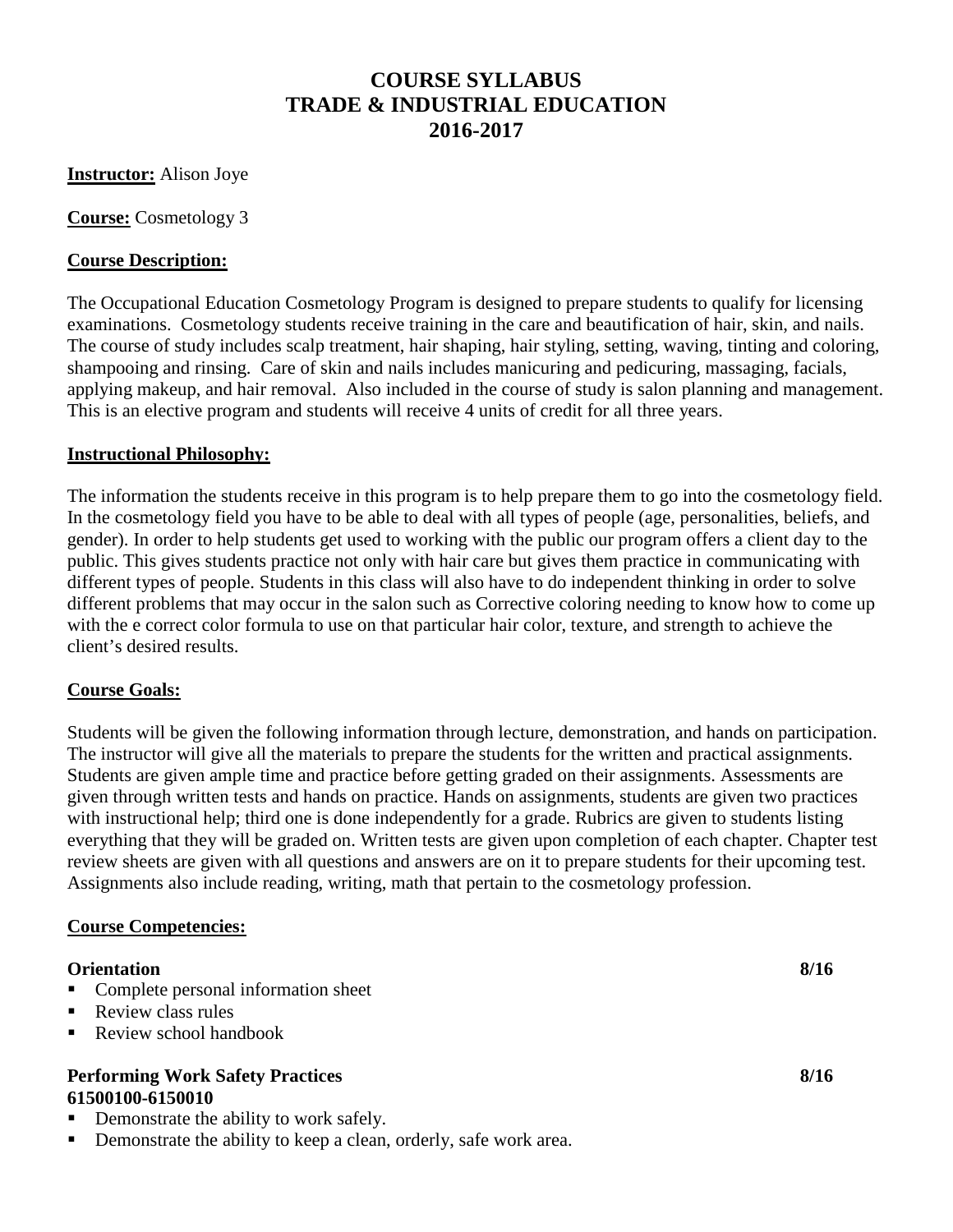# COURSE SYLLABUS
# TRADE & INDUSTRIAL EDUCATION
# 2016-2017

**Instructor:** Alison Joye

**Course:** Cosmetology 3

## Course Description:

The Occupational Education Cosmetology Program is designed to prepare students to qualify for licensing examinations. Cosmetology students receive training in the care and beautification of hair, skin, and nails. The course of study includes scalp treatment, hair shaping, hair styling, setting, waving, tinting and coloring, shampooing and rinsing. Care of skin and nails includes manicuring and pedicuring, massaging, facials, applying makeup, and hair removal. Also included in the course of study is salon planning and management. This is an elective program and students will receive 4 units of credit for all three years.

## Instructional Philosophy:

The information the students receive in this program is to help prepare them to go into the cosmetology field. In the cosmetology field you have to be able to deal with all types of people (age, personalities, beliefs, and gender). In order to help students get used to working with the public our program offers a client day to the public. This gives students practice not only with hair care but gives them practice in communicating with different types of people. Students in this class will also have to do independent thinking in order to solve different problems that may occur in the salon such as Corrective coloring needing to know how to come up with the e correct color formula to use on that particular hair color, texture, and strength to achieve the client's desired results.

## Course Goals:

Students will be given the following information through lecture, demonstration, and hands on participation. The instructor will give all the materials to prepare the students for the written and practical assignments. Students are given ample time and practice before getting graded on their assignments. Assessments are given through written tests and hands on practice. Hands on assignments, students are given two practices with instructional help; third one is done independently for a grade. Rubrics are given to students listing everything that they will be graded on. Written tests are given upon completion of each chapter. Chapter test review sheets are given with all questions and answers are on it to prepare students for their upcoming test. Assignments also include reading, writing, math that pertain to the cosmetology profession.

## Course Competencies:

**Orientation** 8/16

- Complete personal information sheet
- Review class rules
- Review school handbook

**Performing Work Safety Practices** 8/16
**61500100-6150010**

- Demonstrate the ability to work safely.
- Demonstrate the ability to keep a clean, orderly, safe work area.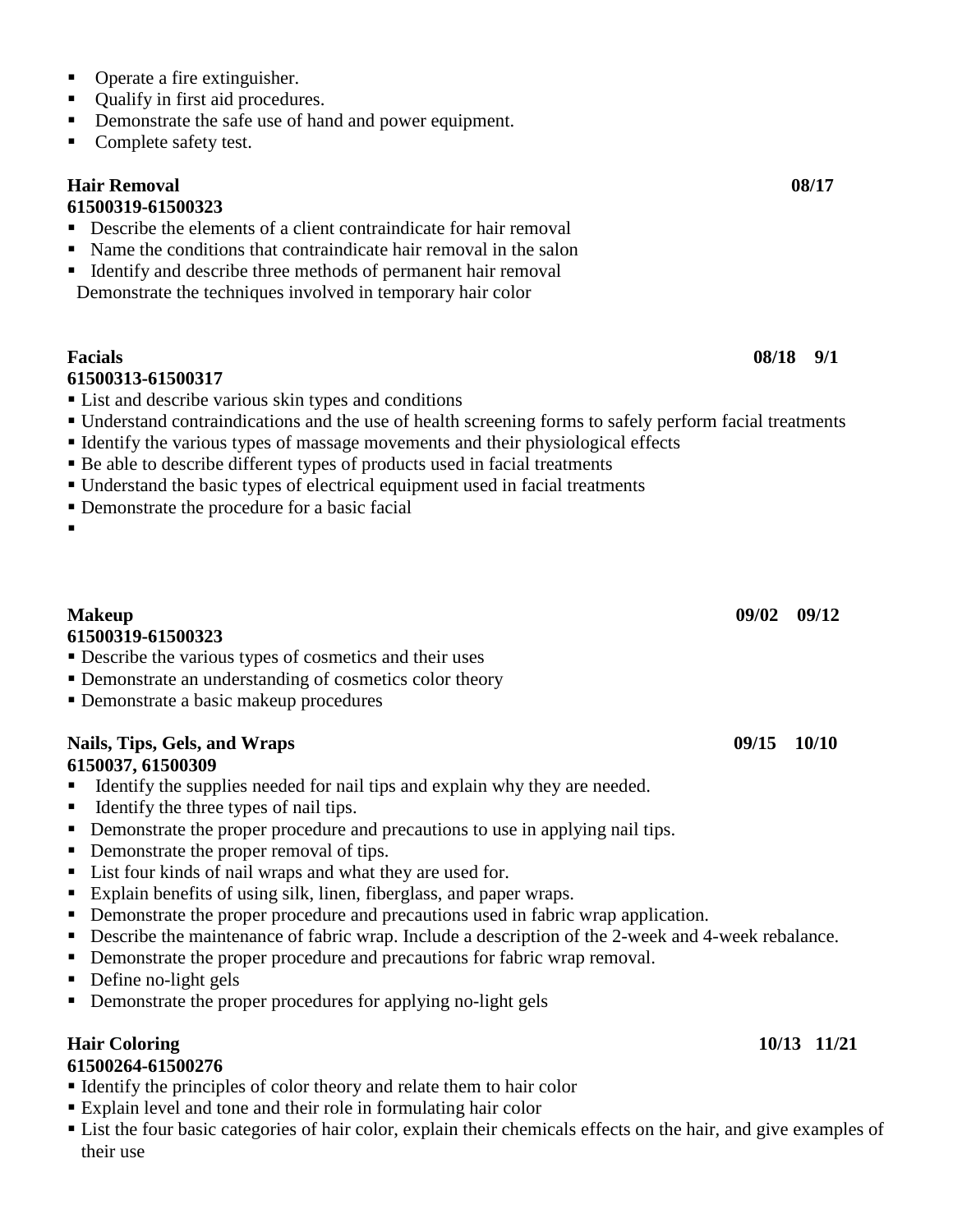- Operate a fire extinguisher.
- Qualify in first aid procedures.
- Demonstrate the safe use of hand and power equipment.
- Complete safety test.

**Hair Removal** **08/17**
**61500319-61500323**

- Describe the elements of a client contraindicate for hair removal
- Name the conditions that contraindicate hair removal in the salon
- Identify and describe three methods of permanent hair removal

Demonstrate the techniques involved in temporary hair color

**Facials** **08/18 9/1**
**61500313-61500317**

- List and describe various skin types and conditions
- Understand contraindications and the use of health screening forms to safely perform facial treatments
- Identify the various types of massage movements and their physiological effects
- Be able to describe different types of products used in facial treatments
- Understand the basic types of electrical equipment used in facial treatments
- Demonstrate the procedure for a basic facial
-

**Makeup** **09/02 09/12**
**61500319-61500323**

- Describe the various types of cosmetics and their uses
- Demonstrate an understanding of cosmetics color theory
- Demonstrate a basic makeup procedures

**Nails, Tips, Gels, and Wraps** **09/15 10/10**
**6150037, 61500309**

- Identify the supplies needed for nail tips and explain why they are needed.
- Identify the three types of nail tips.
- Demonstrate the proper procedure and precautions to use in applying nail tips.
- Demonstrate the proper removal of tips.
- List four kinds of nail wraps and what they are used for.
- Explain benefits of using silk, linen, fiberglass, and paper wraps.
- Demonstrate the proper procedure and precautions used in fabric wrap application.
- Describe the maintenance of fabric wrap. Include a description of the 2-week and 4-week rebalance.
- Demonstrate the proper procedure and precautions for fabric wrap removal.
- Define no-light gels
- Demonstrate the proper procedures for applying no-light gels

**Hair Coloring** **10/13 11/21**
**61500264-61500276**

- Identify the principles of color theory and relate them to hair color
- Explain level and tone and their role in formulating hair color
- List the four basic categories of hair color, explain their chemicals effects on the hair, and give examples of their use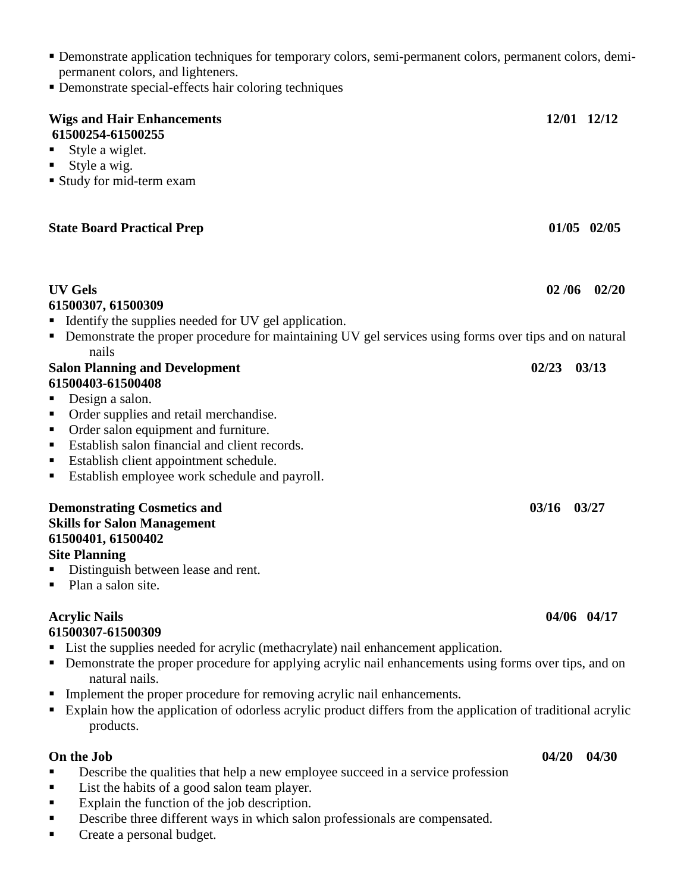- Demonstrate application techniques for temporary colors, semi-permanent colors, permanent colors, demi-permanent colors, and lighteners.
- Demonstrate special-effects hair coloring techniques

**Wigs and Hair Enhancements** **12/01 12/12**
**61500254-61500255**

- Style a wiglet.
- Style a wig.
- Study for mid-term exam

**State Board Practical Prep** **01/05 02/05**

**UV Gels** **02 /06 02/20**
**61500307, 61500309**

- Identify the supplies needed for UV gel application.
- Demonstrate the proper procedure for maintaining UV gel services using forms over tips and on natural nails

**Salon Planning and Development** **02/23 03/13**
**61500403-61500408**

- Design a salon.
- Order supplies and retail merchandise.
- Order salon equipment and furniture.
- Establish salon financial and client records.
- Establish client appointment schedule.
- Establish employee work schedule and payroll.

**Demonstrating Cosmetics and Skills for Salon Management** **03/16 03/27**
**61500401, 61500402**
**Site Planning**

- Distinguish between lease and rent.
- Plan a salon site.

**Acrylic Nails** **04/06 04/17**
**61500307-61500309**

- List the supplies needed for acrylic (methacrylate) nail enhancement application.
- Demonstrate the proper procedure for applying acrylic nail enhancements using forms over tips, and on natural nails.
- Implement the proper procedure for removing acrylic nail enhancements.
- Explain how the application of odorless acrylic product differs from the application of traditional acrylic products.

**On the Job** **04/20 04/30**

- Describe the qualities that help a new employee succeed in a service profession
- List the habits of a good salon team player.
- Explain the function of the job description.
- Describe three different ways in which salon professionals are compensated.
- Create a personal budget.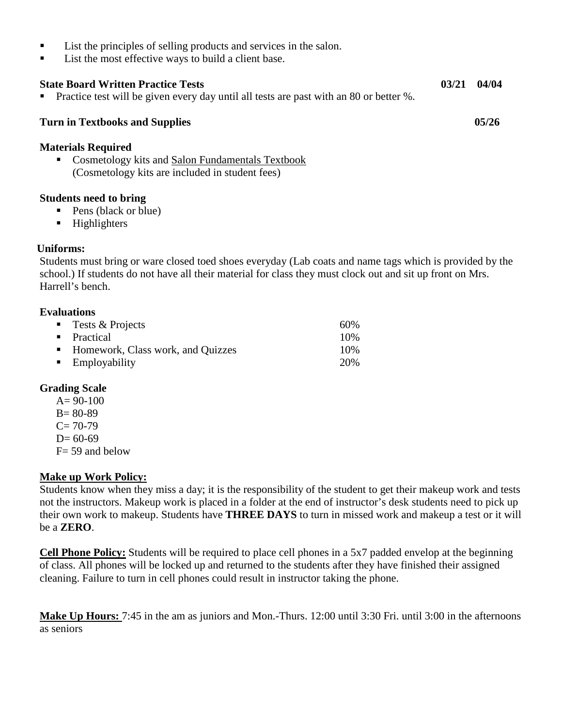- List the principles of selling products and services in the salon.
- List the most effective ways to build a client base.

**State Board Written Practice Tests** **03/21 04/04**

- Practice test will be given every day until all tests are past with an 80 or better %.

**Turn in Textbooks and Supplies** **05/26**

**Materials Required**

- Cosmetology kits and Salon Fundamentals Textbook
  (Cosmetology kits are included in student fees)

**Students need to bring**

- Pens (black or blue)
- Highlighters

**Uniforms:**

Students must bring or ware closed toed shoes everyday (Lab coats and name tags which is provided by the school.) If students do not have all their material for class they must clock out and sit up front on Mrs. Harrell's bench.

**Evaluations**

| | |
|---|---|
| Tests & Projects | 60% |
| Practical | 10% |
| Homework, Class work, and Quizzes | 10% |
| Employability | 20% |

**Grading Scale**

A= 90-100
B= 80-89
C= 70-79
D= 60-69
F= 59 and below

**Make up Work Policy:**

Students know when they miss a day; it is the responsibility of the student to get their makeup work and tests not the instructors. Makeup work is placed in a folder at the end of instructor's desk students need to pick up their own work to makeup. Students have **THREE DAYS** to turn in missed work and makeup a test or it will be a **ZERO**.

**Cell Phone Policy:** Students will be required to place cell phones in a 5x7 padded envelop at the beginning of class. All phones will be locked up and returned to the students after they have finished their assigned cleaning. Failure to turn in cell phones could result in instructor taking the phone.

**Make Up Hours:** 7:45 in the am as juniors and Mon.-Thurs. 12:00 until 3:30 Fri. until 3:00 in the afternoons as seniors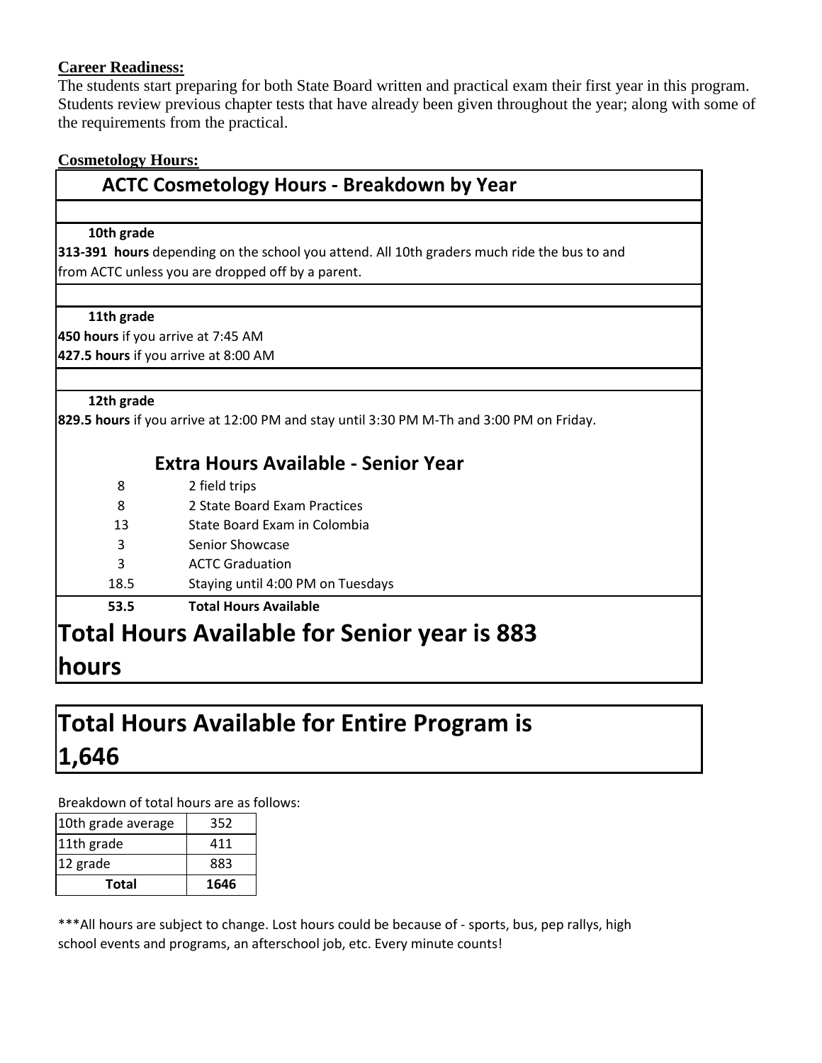**Career Readiness:**

The students start preparing for both State Board written and practical exam their first year in this program. Students review previous chapter tests that have already been given throughout the year; along with some of the requirements from the practical.

**Cosmetology Hours:**

## ACTC Cosmetology Hours - Breakdown by Year

**10th grade**

**313-391 hours** depending on the school you attend. All 10th graders much ride the bus to and from ACTC unless you are dropped off by a parent.

**11th grade**

**450 hours** if you arrive at 7:45 AM

**427.5 hours** if you arrive at 8:00 AM

**12th grade**

**829.5 hours** if you arrive at 12:00 PM and stay until 3:30 PM M-Th and 3:00 PM on Friday.

### Extra Hours Available - Senior Year

| | |
|---|---|
| 8 | 2 field trips |
| 8 | 2 State Board Exam Practices |
| 13 | State Board Exam in Colombia |
| 3 | Senior Showcase |
| 3 | ACTC Graduation |
| 18.5 | Staying until 4:00 PM on Tuesdays |
| **53.5** | **Total Hours Available** |

## Total Hours Available for Senior year is 883 hours

## Total Hours Available for Entire Program is 1,646

Breakdown of total hours are as follows:

| | |
|---|---|
| 10th grade average | 352 |
| 11th grade | 411 |
| 12 grade | 883 |
| **Total** | **1646** |

***All hours are subject to change. Lost hours could be because of - sports, bus, pep rallys, high school events and programs, an afterschool job, etc. Every minute counts!